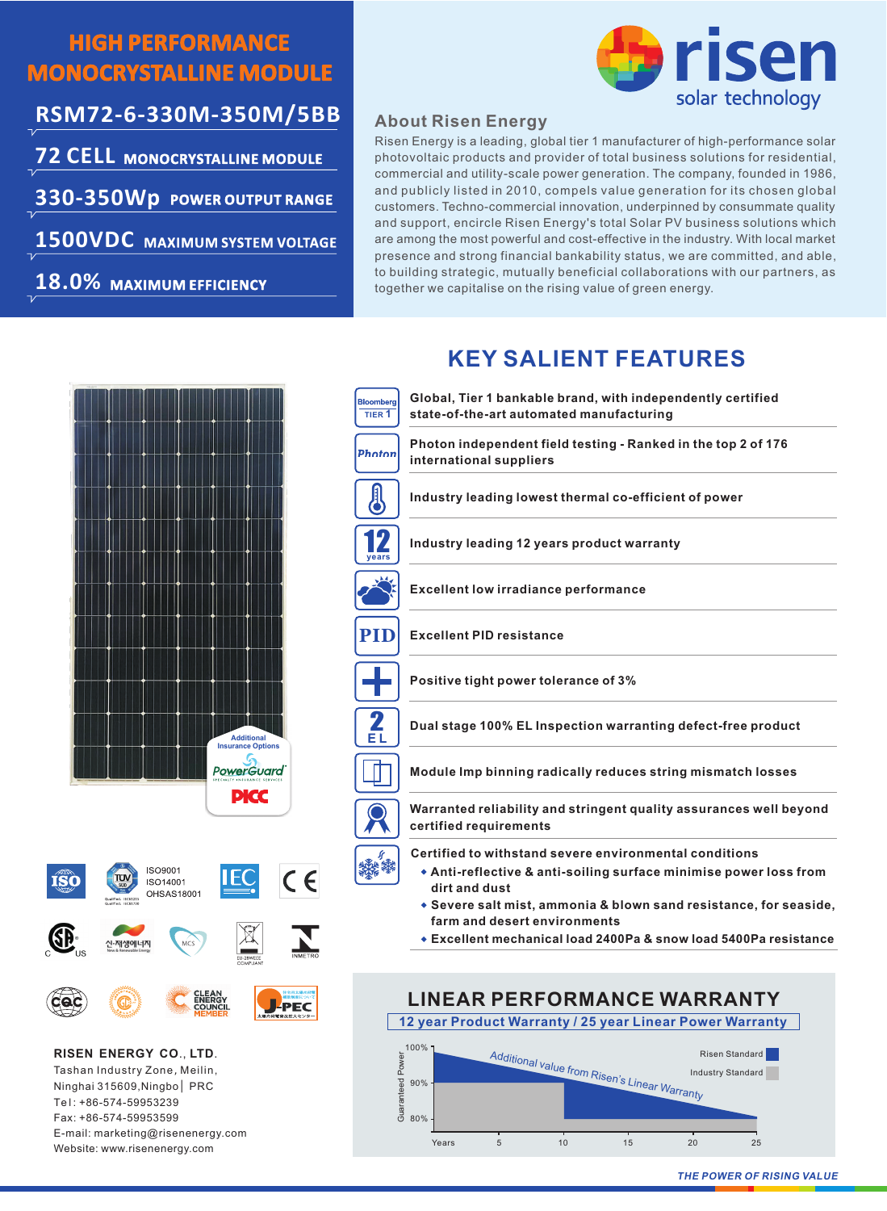# HIGH PERFORMANCE MONOCRYSTALLINE MODULE

## RSM72-6-330M-350M/5BB

**72 CELL** MONOCRYSTALLINE MODULE

**330-350Wp** POWER OUTPUT RANGE

**1500VDC** MAXIMUM SYSTEM VOLTAGE

**18.0%** MAXIMUM EFFICIENCY

risen solar technology

## About Risen Energy

Risen Energy is a leading, global tier 1 manufacturer of high-performance solar photovoltaic products and provider of total business solutions for residential, commercial and utility-scale power generation. The company, founded in 1986, and publicly listed in 2010, compels value generation for its chosen global customers. Techno-commercial innovation, underpinned by consummate quality and support, encircle Risen Energy's total Solar PV business solutions which are among the most powerful and cost-effective in the industry. With local market presence and strong financial bankability status, we are committed, and able, to building strategic, mutually beneficial collaborations with our partners, as together we capitalise on the rising value of green energy.

## KEY SALIENT FEATURES

- Global, Tier 1 bankable brand, with independently certified state-of-the-art automated manufacturing
- Photon independent field testing - Ranked in the top 2 of 176 international suppliers
- Industry leading lowest thermal co-efficient of power
- Industry leading 12 years product warranty
- Excellent low irradiance performance
- Excellent PID resistance
- Positive tight power tolerance of 3%
- Dual stage 100% EL Inspection warranting defect-free product
- Module Imp binning radically reduces string mismatch losses
- Warranted reliability and stringent quality assurances well beyond certified requirements
- Certified to withstand severe environmental conditions
  - Anti-reflective & anti-soiling surface minimise power loss from dirt and dust
  - Severe salt mist, ammonia & blown sand resistance, for seaside, farm and desert environments
  - Excellent mechanical load 2400Pa & snow load 5400Pa resistance

Additional Insurance Options

PowerGuard

PICC

ISO9001
ISO14001
OHSAS18001

## LINEAR PERFORMANCE WARRANTY

12 year Product Warranty / 25 year Linear Power Warranty

Additional value from Risen's Linear Warranty

Risen Standard
Industry Standard

Guaranteed Power: 100%, 90%, 80%
Years: 5, 10, 15, 20, 25

**RISEN ENERGY CO., LTD.**
Tashan Industry Zone, Meilin,
Ninghai 315609,Ningbo | PRC
Tel: +86-574-59953239
Fax: +86-574-59953599
E-mail: marketing@risenenergy.com
Website: www.risenenergy.com

*THE POWER OF RISING VALUE*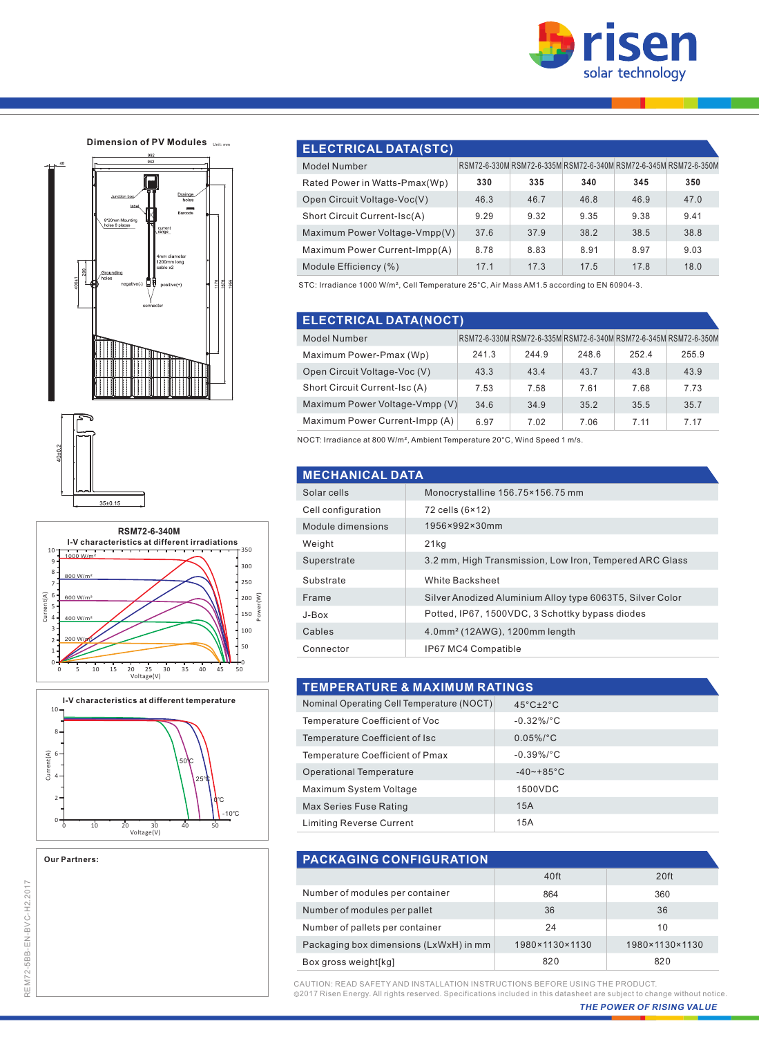risen solar technology

## Dimension of PV Modules

Unit: mm

992

942

Junction box

Drainage holes

label

Barcode

9*20mm Mounting holes 8 places

current range

4mm diameter 1200mm long cable x2

Grounding holes

negative(-)

positive(+)

connector

400±1

200

1176

1839

1956

40

40±0.2

35±0.15

### RSM72-6-340M

I-V characteristics at different irradiations

1000 W/m²

800 W/m²

600 W/m²

400 W/m²

200 W/m²

Current(A)

Power(W)

Voltage(V)

0 5 10 15 20 25 30 35 40 45 50

0 1 2 3 4 5 6 7 8 9 10

0 50 100 150 200 250 300 350

I-V characteristics at different temperature

50°C

25°C

0°C

-10°C

Current(A)

Voltage(V)

0 10 20 30 40 50

0 2 4 6 8 10

**Our Partners:**

## ELECTRICAL DATA(STC)

| Model Number | RSM72-6-330M | RSM72-6-335M | RSM72-6-340M | RSM72-6-345M | RSM72-6-350M |
|---|---|---|---|---|---|
| Rated Power in Watts-Pmax(Wp) | **330** | **335** | **340** | **345** | **350** |
| Open Circuit Voltage-Voc(V) | 46.3 | 46.7 | 46.8 | 46.9 | 47.0 |
| Short Circuit Current-Isc(A) | 9.29 | 9.32 | 9.35 | 9.38 | 9.41 |
| Maximum Power Voltage-Vmpp(V) | 37.6 | 37.9 | 38.2 | 38.5 | 38.8 |
| Maximum Power Current-Impp(A) | 8.78 | 8.83 | 8.91 | 8.97 | 9.03 |
| Module Efficiency (%) | 17.1 | 17.3 | 17.5 | 17.8 | 18.0 |

STC: Irradiance 1000 W/m², Cell Temperature 25°C, Air Mass AM1.5 according to EN 60904-3.

## ELECTRICAL DATA(NOCT)

| Model Number | RSM72-6-330M | RSM72-6-335M | RSM72-6-340M | RSM72-6-345M | RSM72-6-350M |
|---|---|---|---|---|---|
| Maximum Power-Pmax (Wp) | 241.3 | 244.9 | 248.6 | 252.4 | 255.9 |
| Open Circuit Voltage-Voc (V) | 43.3 | 43.4 | 43.7 | 43.8 | 43.9 |
| Short Circuit Current-Isc (A) | 7.53 | 7.58 | 7.61 | 7.68 | 7.73 |
| Maximum Power Voltage-Vmpp (V) | 34.6 | 34.9 | 35.2 | 35.5 | 35.7 |
| Maximum Power Current-Impp (A) | 6.97 | 7.02 | 7.06 | 7.11 | 7.17 |

NOCT: Irradiance at 800 W/m², Ambient Temperature 20°C, Wind Speed 1 m/s.

## MECHANICAL DATA

| | |
|---|---|
| Solar cells | Monocrystalline 156.75×156.75 mm |
| Cell configuration | 72 cells (6×12) |
| Module dimensions | 1956×992×30mm |
| Weight | 21kg |
| Superstrate | 3.2 mm, High Transmission, Low Iron, Tempered ARC Glass |
| Substrate | White Backsheet |
| Frame | Silver Anodized Aluminium Alloy type 6063T5, Silver Color |
| J-Box | Potted, IP67, 1500VDC, 3 Schottky bypass diodes |
| Cables | 4.0mm² (12AWG), 1200mm length |
| Connector | IP67 MC4 Compatible |

## TEMPERATURE & MAXIMUM RATINGS

| | |
|---|---|
| Nominal Operating Cell Temperature (NOCT) | 45°C±2°C |
| Temperature Coefficient of Voc | -0.32%/°C |
| Temperature Coefficient of Isc | 0.05%/°C |
| Temperature Coefficient of Pmax | -0.39%/°C |
| Operational Temperature | -40~+85°C |
| Maximum System Voltage | 1500VDC |
| Max Series Fuse Rating | 15A |
| Limiting Reverse Current | 15A |

## PACKAGING CONFIGURATION

| | 40ft | 20ft |
|---|---|---|
| Number of modules per container | 864 | 360 |
| Number of modules per pallet | 36 | 36 |
| Number of pallets per container | 24 | 10 |
| Packaging box dimensions (LxWxH) in mm | 1980×1130×1130 | 1980×1130×1130 |
| Box gross weight[kg] | 820 | 820 |

CAUTION: READ SAFETY AND INSTALLATION INSTRUCTIONS BEFORE USING THE PRODUCT.

©2017 Risen Energy. All rights reserved. Specifications included in this datasheet are subject to change without notice.

***THE POWER OF RISING VALUE***

REM72-5BB-EN-BVC-H2.2017